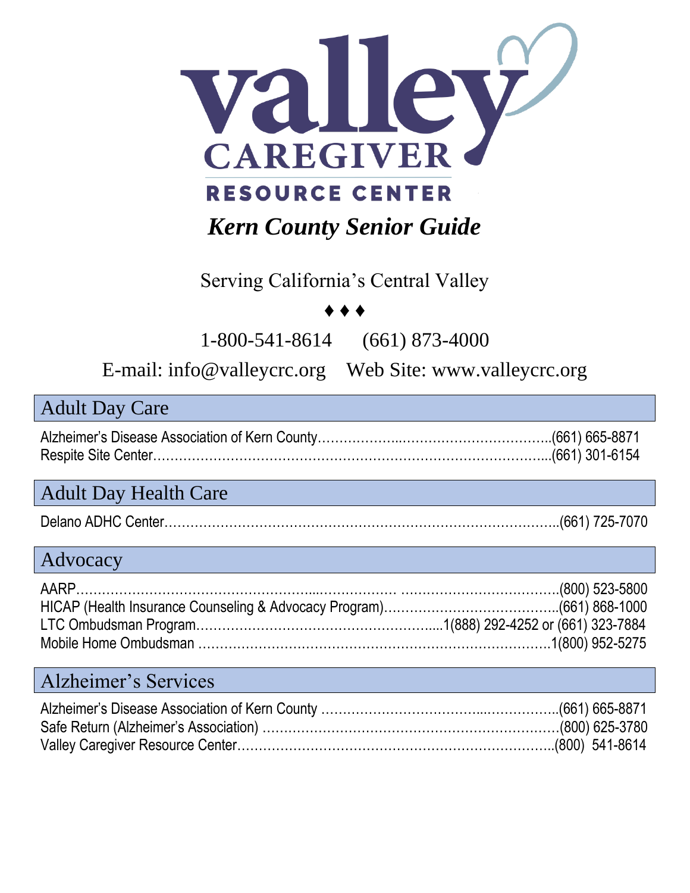# valley CAREGIVER RESOURCE CENTER

## *Kern County Senior Guide*

Serving California's Central Valley

♦ ♦ ♦

1-800-541-8614     (661) 873-4000

E-mail: info@valleycrc.org     Web Site: www.valleycrc.org

## Adult Day Care

Alzheimer's Disease Association of Kern County……………………………………………..(661) 665-8871
Respite Site Center……………………………………………………………………………...(661) 301-6154

## Adult Day Health Care

Delano ADHC Center……………………………………………………………………………..(661) 725-7070

## Advocacy

AARP……………………………………………………………………………………………..(800) 523-5800
HICAP (Health Insurance Counseling & Advocacy Program)…………………………………..(661) 868-1000
LTC Ombudsman Program………………………………………………….1(888) 292-4252 or (661) 323-7884
Mobile Home Ombudsman …………………………………………………………………………1(800) 952-5275

## Alzheimer's Services

Alzheimer's Disease Association of Kern County ……………………………………………..(661) 665-8871
Safe Return (Alzheimer's Association) ……………………………………………………………(800) 625-3780
Valley Caregiver Resource Center…………………………………………………………………..(800) 541-8614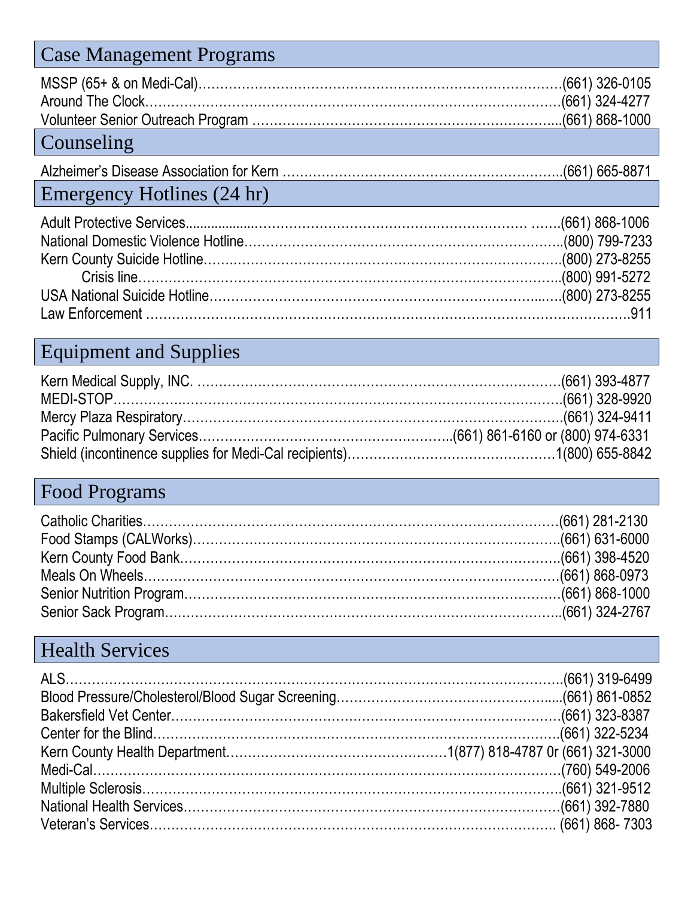## Case Management Programs

MSSP (65+ & on Medi-Cal)…………………………………………………………………………(661) 326-0105
Around The Clock……………………………………………………………………………………(661) 324-4277
Volunteer Senior Outreach Program ………………………………………………………………(661) 868-1000

## Counseling

Alzheimer's Disease Association for Kern …………………………………………………………(661) 665-8871

## Emergency Hotlines (24 hr)

Adult Protective Services……………………………………………………………………………(661) 868-1006
National Domestic Violence Hotline…………………………………………………………………(800) 799-7233
Kern County Suicide Hotline…………………………………………………………………………(800) 273-8255
    Crisis line…………………………………………………………………………………………(800) 991-5272
USA National Suicide Hotline………………………………………………………………………(800) 273-8255
Law Enforcement ……………………………………………………………………………………………911

## Equipment and Supplies

Kern Medical Supply, INC. …………………………………………………………………………(661) 393-4877
MEDI-STOP……………………………………………………………………………………………(661) 328-9920
Mercy Plaza Respiratory………………………………………………………………………………(661) 324-9411
Pacific Pulmonary Services…………………………………………………(661) 861-6160 or (800) 974-6331
Shield (incontinence supplies for Medi-Cal recipients)…………………………………………1(800) 655-8842

## Food Programs

Catholic Charities……………………………………………………………………………………(661) 281-2130
Food Stamps (CALWorks)……………………………………………………………………………(661) 631-6000
Kern County Food Bank………………………………………………………………………………(661) 398-4520
Meals On Wheels……………………………………………………………………………………(661) 868-0973
Senior Nutrition Program………………………………………………………………………………(661) 868-1000
Senior Sack Program…………………………………………………………………………………(661) 324-2767

## Health Services

ALS………………………………………………………………………………………………………(661) 319-6499
Blood Pressure/Cholesterol/Blood Sugar Screening………………………………………………(661) 861-0852
Bakersfield Vet Center…………………………………………………………………………………(661) 323-8387
Center for the Blind……………………………………………………………………………………(661) 322-5234
Kern County Health Department…………………………………………1(877) 818-4787 0r (661) 321-3000
Medi-Cal…………………………………………………………………………………………………(760) 549-2006
Multiple Sclerosis………………………………………………………………………………………(661) 321-9512
National Health Services………………………………………………………………………………(661) 392-7880
Veteran's Services……………………………………………………………………………………(661) 868- 7303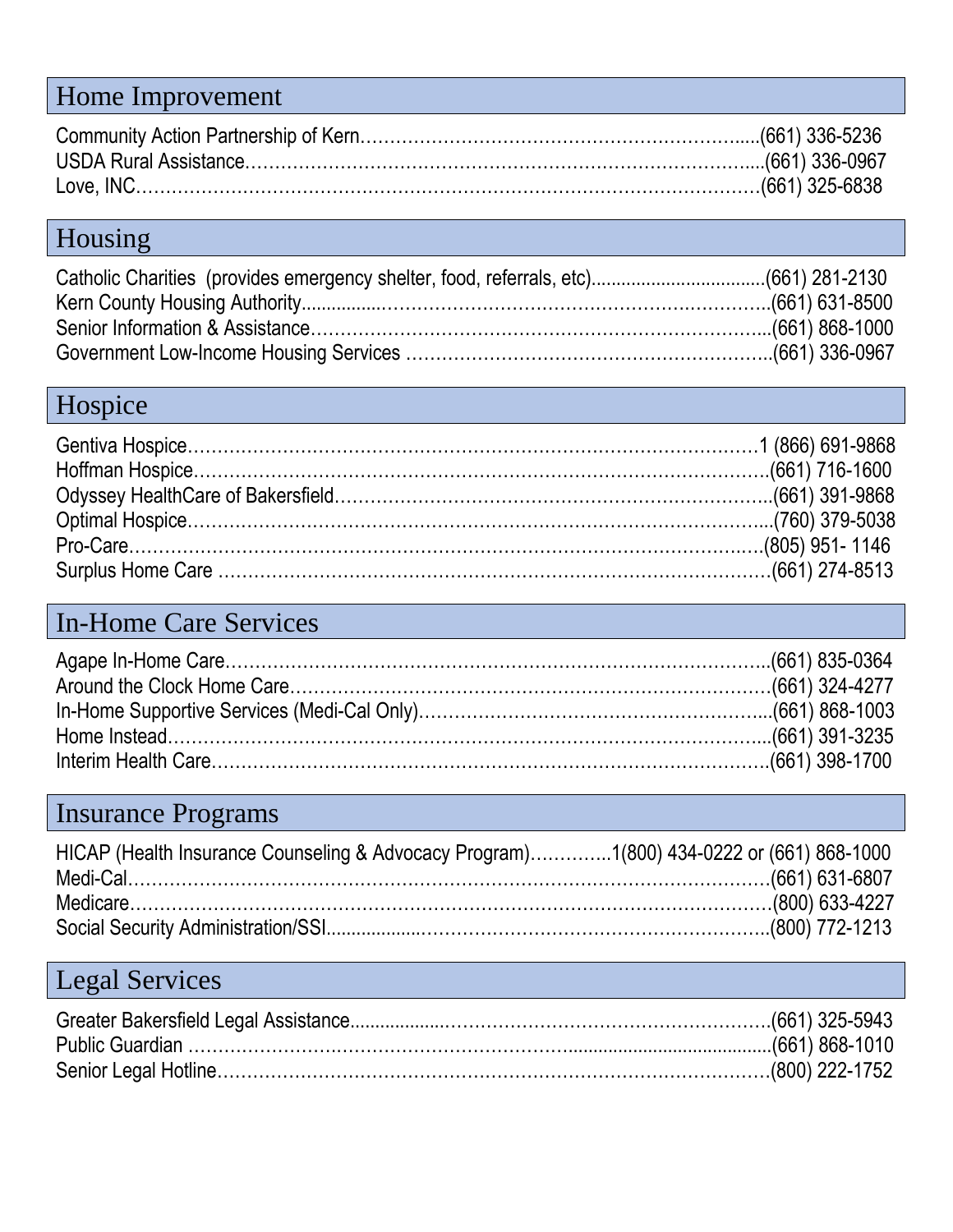## Home Improvement

Community Action Partnership of Kern………………………………………………………......(661) 336-5236
USDA Rural Assistance……………………………………………………………………….....(661) 336-0967
Love, INC……………………………………………………………………………………………(661) 325-6838

## Housing

Catholic Charities (provides emergency shelter, food, referrals, etc)...................................(661) 281-2130
Kern County Housing Authority...............……………………………………………………….(661) 631-8500
Senior Information & Assistance………………………………………………………………...(661) 868-1000
Government Low-Income Housing Services ……………………………………………………..(661) 336-0967

## Hospice

Gentiva Hospice……………………………………………………………………………………1 (866) 691-9868
Hoffman Hospice……………………………………………………………………………………(661) 716-1600
Odyssey HealthCare of Bakersfield………………………………………………………………..(661) 391-9868
Optimal Hospice……………………………………………………………………………………...(760) 379-5038
Pro-Care………………………………………………………………………………………………(805) 951- 1146
Surplus Home Care …………………………………………………………………………………(661) 274-8513

## In-Home Care Services

Agape In-Home Care………………………………………………………………………………..(661) 835-0364
Around the Clock Home Care………………………………………………………………………(661) 324-4277
In-Home Supportive Services (Medi-Cal Only)…………………………………………………....(661) 868-1003
Home Instead………………………………………………………………………………………....(661) 391-3235
Interim Health Care…………………………………………………………………………………..(661) 398-1700

## Insurance Programs

HICAP (Health Insurance Counseling & Advocacy Program)…………..1(800) 434-0222 or (661) 868-1000
Medi-Cal………………………………………………………………………………………………(661) 631-6807
Medicare………………………………………………………………………………………………(800) 633-4227
Social Security Administration/SSI...................………………………………………………….(800) 772-1213

## Legal Services

Greater Bakersfield Legal Assistance.................……………………………………………….(661) 325-5943
Public Guardian ………………………………………………….........................................(661) 868-1010
Senior Legal Hotline………………………………………………………………………………….(800) 222-1752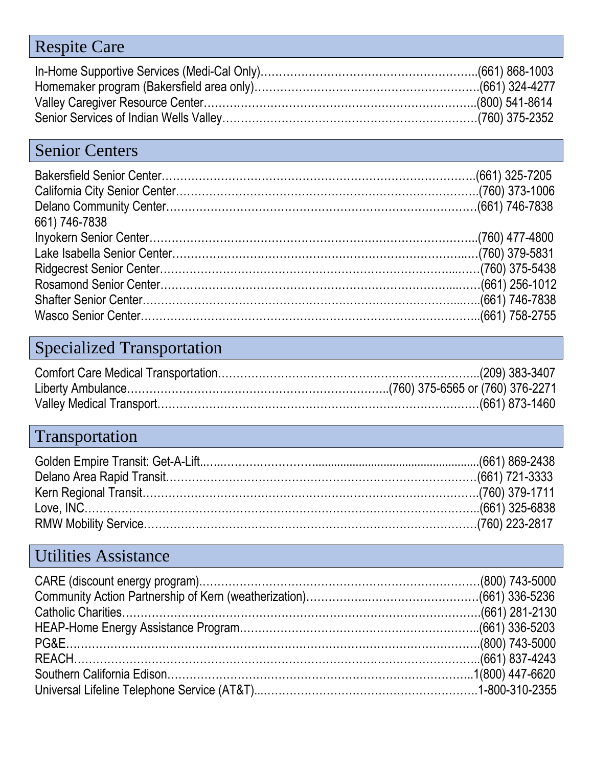## Respite Care

In-Home Supportive Services (Medi-Cal Only)……………………………………………………..(661) 868-1003
Homemaker program (Bakersfield area only)……………………………………………………….(661) 324-4277
Valley Caregiver Resource Center……………………………………………………………..(800) 541-8614
Senior Services of Indian Wells Valley………………………………………………………….(760) 375-2352

## Senior Centers

Bakersfield Senior Center……………………………………………………………………….(661) 325-7205
California City Senior Center…………………………………………………………………….(760) 373-1006
Delano Community Center………………………………………………………………………(661) 746-7838
661) 746-7838
Inyokern Senior Center…………………………………………………………………………..(760) 477-4800
Lake Isabella Senior Center………………………………………………………………………(760) 379-5831
Ridgecrest Senior Center…………………………………………………………………………(760) 375-5438
Rosamond Senior Center…………………………………………………………………………(661) 256-1012
Shafter Senior Center…………………………………………………………………………….(661) 746-7838
Wasco Senior Center……………………………………………………………………………..(661) 758-2755

## Specialized Transportation

Comfort Care Medical Transportation…………………………………………………………..(209) 383-3407
Liberty Ambulance…………………………………………………………..(760) 375-6565 or (760) 376-2271
Valley Medical Transport…………………………………………………………………………(661) 873-1460

## Transportation

Golden Empire Transit: Get-A-Lift……………………………………………………………….(661) 869-2438
Delano Area Rapid Transit……………………………………………………………………….(661) 721-3333
Kern Regional Transit…………………………………………………………………………….(760) 379-1711
Love, INC………………………………………………………………………………………….(661) 325-6838
RMW Mobility Service…………………………………………………………………………….(760) 223-2817

## Utilities Assistance

CARE (discount energy program)………………………………………………………………..(800) 743-5000
Community Action Partnership of Kern (weatherization)…………………………………………(661) 336-5236
Catholic Charities………………………………………………………………………………….(661) 281-2130
HEAP-Home Energy Assistance Program……………………………………………………….(661) 336-5203
PG&E……………………………………………………………………………………………….(800) 743-5000
REACH……………………………………………………………………………………………..(661) 837-4243
Southern California Edison…………………………………………………………………..1(800) 447-6620
Universal Lifeline Telephone Service (AT&T)…………………………………………………1-800-310-2355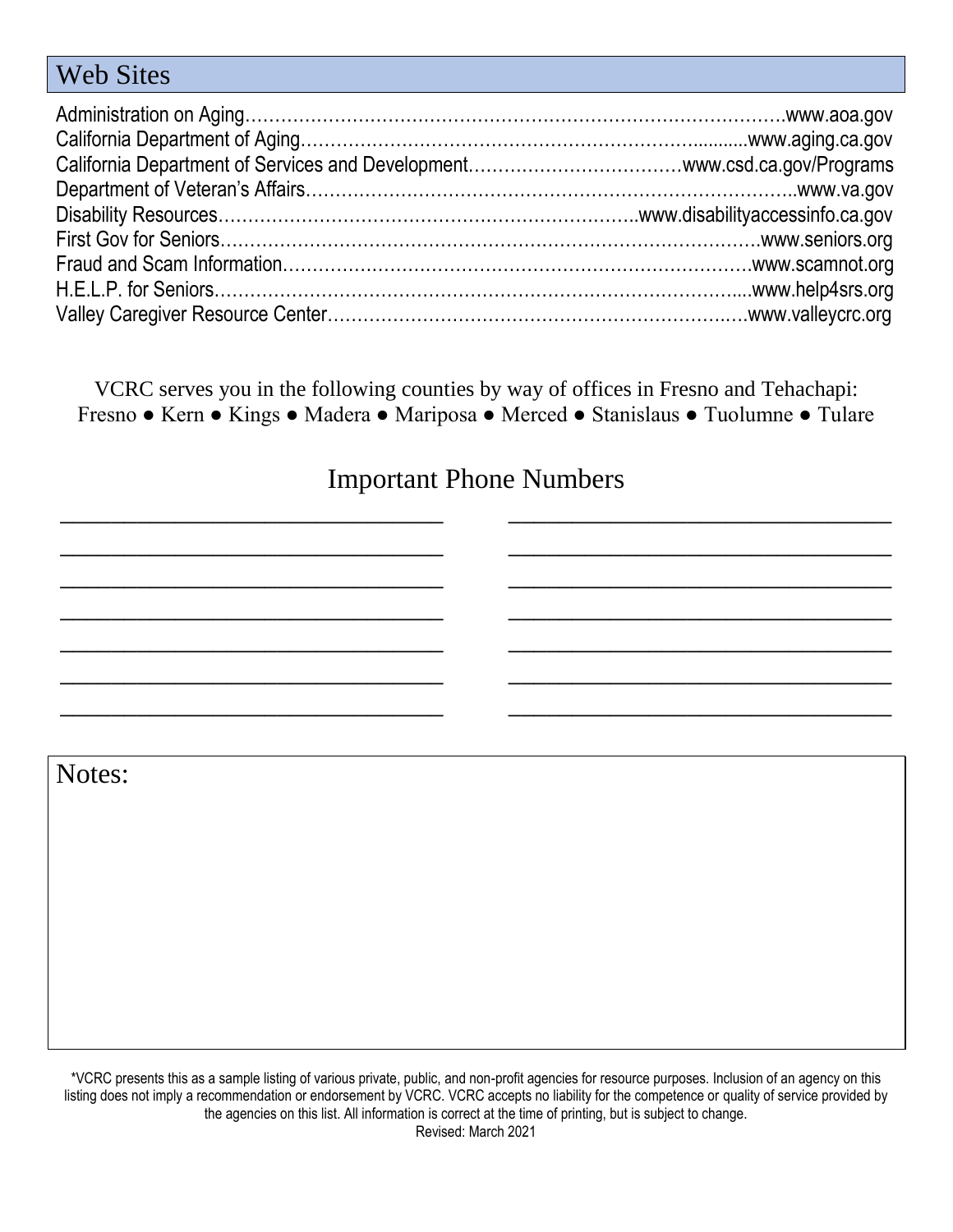## Web Sites

Administration on Aging……………………………………………………………www.aoa.gov
California Department of Aging……………………………………………………www.aging.ca.gov
California Department of Services and Development………………………www.csd.ca.gov/Programs
Department of Veteran's Affairs……………………………………………………www.va.gov
Disability Resources………………………………………………www.disabilityaccessinfo.ca.gov
First Gov for Seniors……………………………………………………………www.seniors.org
Fraud and Scam Information……………………………………………………www.scamnot.org
H.E.L.P. for Seniors……………………………………………………………www.help4srs.org
Valley Caregiver Resource Center………………………………………………www.valleycrc.org

VCRC serves you in the following counties by way of offices in Fresno and Tehachapi:
Fresno ● Kern ● Kings ● Madera ● Mariposa ● Merced ● Stanislaus ● Tuolumne ● Tulare

## Important Phone Numbers

| | |
|---|---|
| ______________________________ | ______________________________ |
| ______________________________ | ______________________________ |
| ______________________________ | ______________________________ |
| ______________________________ | ______________________________ |
| ______________________________ | ______________________________ |
| ______________________________ | ______________________________ |
| ______________________________ | ______________________________ |

## Notes:

*VCRC presents this as a sample listing of various private, public, and non-profit agencies for resource purposes. Inclusion of an agency on this listing does not imply a recommendation or endorsement by VCRC. VCRC accepts no liability for the competence or quality of service provided by the agencies on this list. All information is correct at the time of printing, but is subject to change.
Revised: March 2021